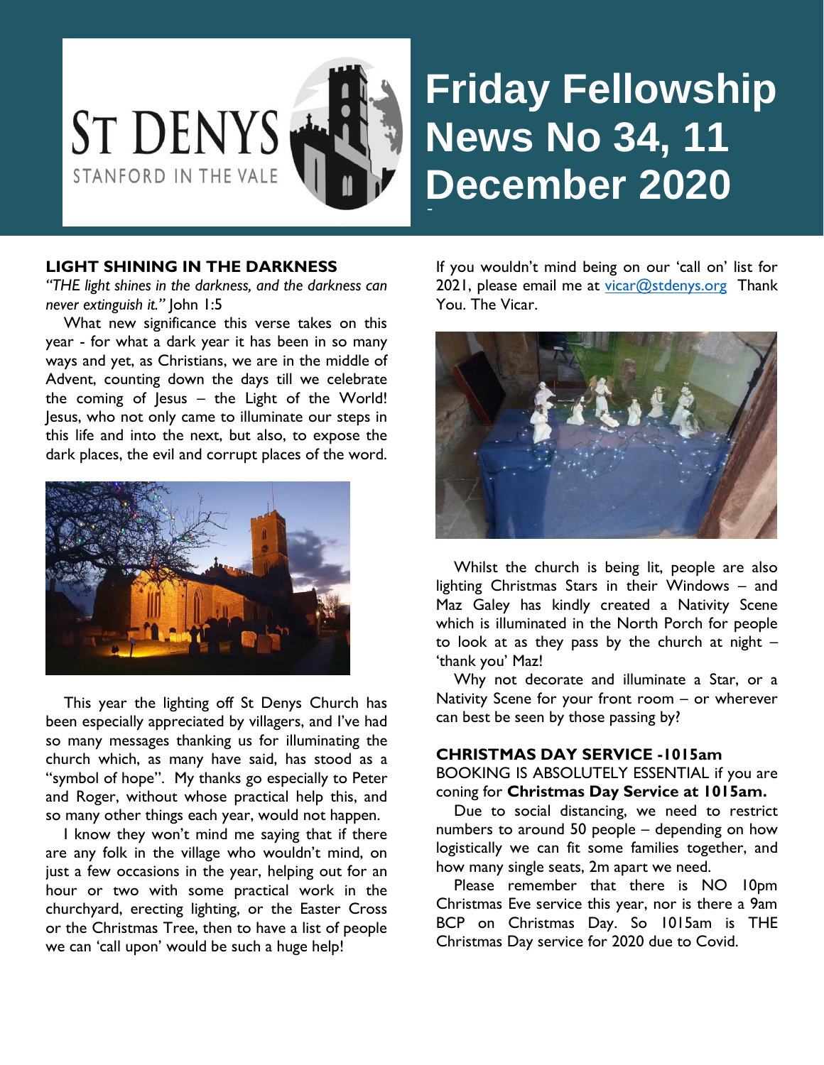# Friday Fellowship News No 34, 11 December 2020

ST DENYS
STANFORD IN THE VALE

## LIGHT SHINING IN THE DARKNESS

*"THE light shines in the darkness, and the darkness can never extinguish it."* John 1:5

What new significance this verse takes on this year - for what a dark year it has been in so many ways and yet, as Christians, we are in the middle of Advent, counting down the days till we celebrate the coming of Jesus – the Light of the World! Jesus, who not only came to illuminate our steps in this life and into the next, but also, to expose the dark places, the evil and corrupt places of the word.

This year the lighting off St Denys Church has been especially appreciated by villagers, and I've had so many messages thanking us for illuminating the church which, as many have said, has stood as a "symbol of hope". My thanks go especially to Peter and Roger, without whose practical help this, and so many other things each year, would not happen.

I know they won't mind me saying that if there are any folk in the village who wouldn't mind, on just a few occasions in the year, helping out for an hour or two with some practical work in the churchyard, erecting lighting, or the Easter Cross or the Christmas Tree, then to have a list of people we can 'call upon' would be such a huge help!

If you wouldn't mind being on our 'call on' list for 2021, please email me at vicar@stdenys.org Thank You. The Vicar.

Whilst the church is being lit, people are also lighting Christmas Stars in their Windows – and Maz Galey has kindly created a Nativity Scene which is illuminated in the North Porch for people to look at as they pass by the church at night – 'thank you' Maz!

Why not decorate and illuminate a Star, or a Nativity Scene for your front room – or wherever can best be seen by those passing by?

## CHRISTMAS DAY SERVICE -1015am

BOOKING IS ABSOLUTELY ESSENTIAL if you are coning for **Christmas Day Service at 1015am.**

Due to social distancing, we need to restrict numbers to around 50 people – depending on how logistically we can fit some families together, and how many single seats, 2m apart we need.

Please remember that there is NO 10pm Christmas Eve service this year, nor is there a 9am BCP on Christmas Day. So 1015am is THE Christmas Day service for 2020 due to Covid.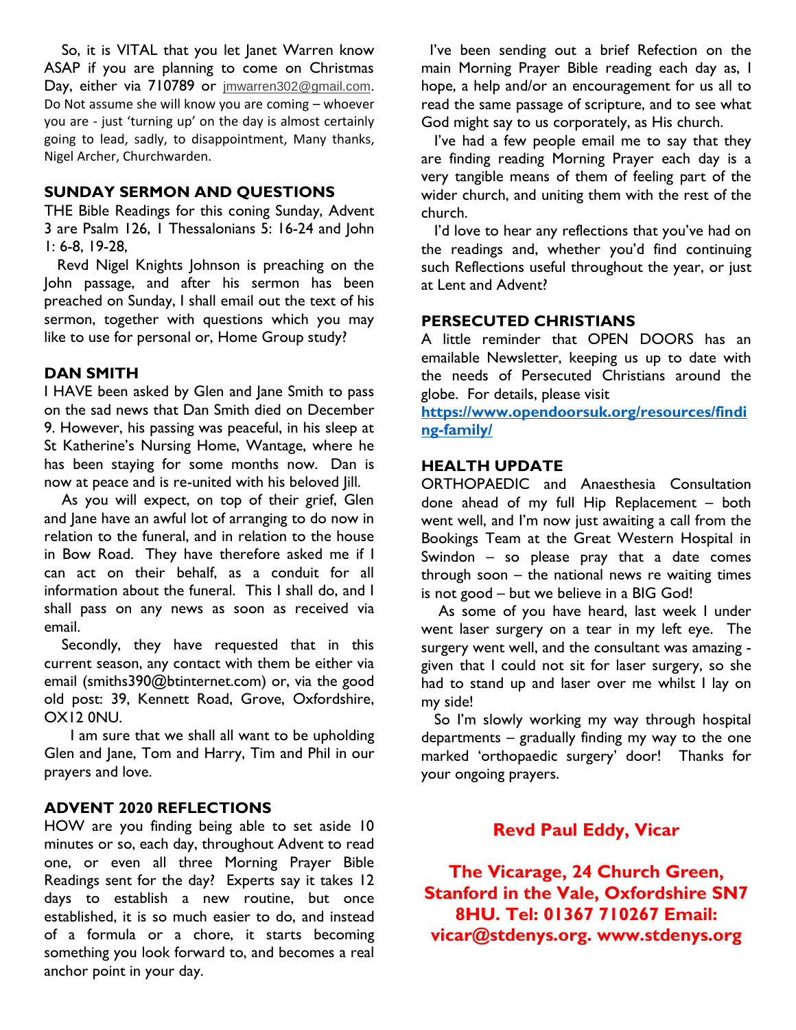So, it is VITAL that you let Janet Warren know ASAP if you are planning to come on Christmas Day, either via 710789 or jmwarren302@gmail.com. Do Not assume she will know you are coming – whoever you are - just 'turning up' on the day is almost certainly going to lead, sadly, to disappointment, Many thanks, Nigel Archer, Churchwarden.

## SUNDAY SERMON AND QUESTIONS

THE Bible Readings for this coning Sunday, Advent 3 are Psalm 126, I Thessalonians 5: 16-24 and John 1: 6-8, 19-28,

Revd Nigel Knights Johnson is preaching on the John passage, and after his sermon has been preached on Sunday, I shall email out the text of his sermon, together with questions which you may like to use for personal or, Home Group study?

## DAN SMITH

I HAVE been asked by Glen and Jane Smith to pass on the sad news that Dan Smith died on December 9. However, his passing was peaceful, in his sleep at St Katherine's Nursing Home, Wantage, where he has been staying for some months now. Dan is now at peace and is re-united with his beloved Jill.

As you will expect, on top of their grief, Glen and Jane have an awful lot of arranging to do now in relation to the funeral, and in relation to the house in Bow Road. They have therefore asked me if I can act on their behalf, as a conduit for all information about the funeral. This I shall do, and I shall pass on any news as soon as received via email.

Secondly, they have requested that in this current season, any contact with them be either via email (smiths390@btinternet.com) or, via the good old post: 39, Kennett Road, Grove, Oxfordshire, OX12 0NU.

I am sure that we shall all want to be upholding Glen and Jane, Tom and Harry, Tim and Phil in our prayers and love.

## ADVENT 2020 REFLECTIONS

HOW are you finding being able to set aside 10 minutes or so, each day, throughout Advent to read one, or even all three Morning Prayer Bible Readings sent for the day? Experts say it takes 12 days to establish a new routine, but once established, it is so much easier to do, and instead of a formula or a chore, it starts becoming something you look forward to, and becomes a real anchor point in your day.

I've been sending out a brief Refection on the main Morning Prayer Bible reading each day as, I hope, a help and/or an encouragement for us all to read the same passage of scripture, and to see what God might say to us corporately, as His church.

I've had a few people email me to say that they are finding reading Morning Prayer each day is a very tangible means of them of feeling part of the wider church, and uniting them with the rest of the church.

I'd love to hear any reflections that you've had on the readings and, whether you'd find continuing such Reflections useful throughout the year, or just at Lent and Advent?

## PERSECUTED CHRISTIANS

A little reminder that OPEN DOORS has an emailable Newsletter, keeping us up to date with the needs of Persecuted Christians around the globe. For details, please visit **https://www.opendoorsuk.org/resources/finding-family/**

## HEALTH UPDATE

ORTHOPAEDIC and Anaesthesia Consultation done ahead of my full Hip Replacement – both went well, and I'm now just awaiting a call from the Bookings Team at the Great Western Hospital in Swindon – so please pray that a date comes through soon – the national news re waiting times is not good – but we believe in a BIG God!

As some of you have heard, last week I under went laser surgery on a tear in my left eye. The surgery went well, and the consultant was amazing - given that I could not sit for laser surgery, so she had to stand up and laser over me whilst I lay on my side!

So I'm slowly working my way through hospital departments – gradually finding my way to the one marked 'orthopaedic surgery' door! Thanks for your ongoing prayers.

**Revd Paul Eddy, Vicar**

**The Vicarage, 24 Church Green, Stanford in the Vale, Oxfordshire SN7 8HU. Tel: 01367 710267 Email: vicar@stdenys.org. www.stdenys.org**